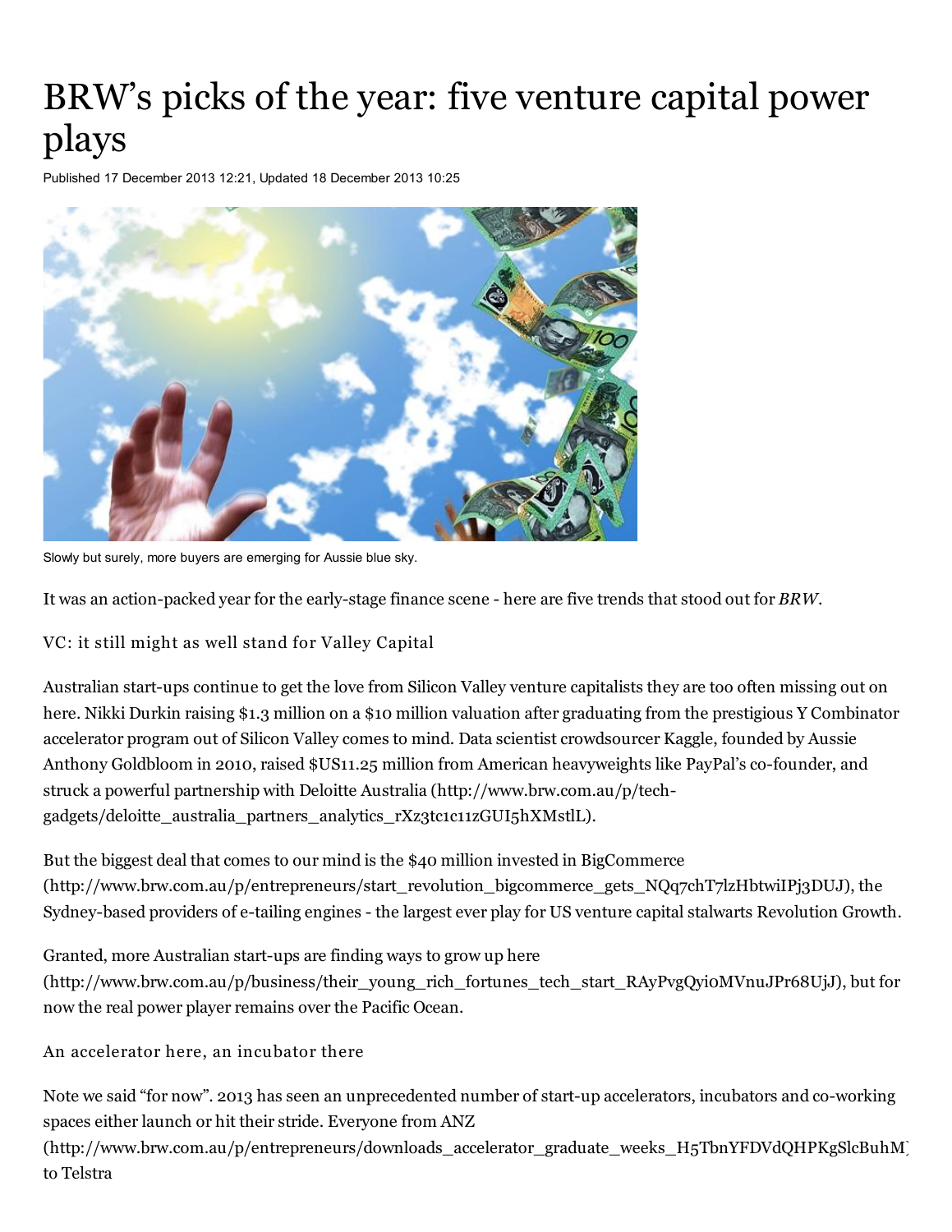# BRW's picks of the year: five venture capital power plays

Published 17 December 2013 12:21, Updated 18 December 2013 10:25

Slowly but surely, more buyers are emerging for Aussie blue sky.

It was an action-packed year for the early-stage finance scene - here are five trends that stood out for *BRW*.

### VC: it still might as well stand for Valley Capital

Australian start-ups continue to get the love from Silicon Valley venture capitalists they are too often missing out on here. Nikki Durkin raising $1.3 million on a $10 million valuation after graduating from the prestigious Y Combinator accelerator program out of Silicon Valley comes to mind. Data scientist crowdsourcer Kaggle, founded by Aussie Anthony Goldbloom in 2010, raised $US11.25 million from American heavyweights like PayPal's co-founder, and struck a powerful partnership with Deloitte Australia (http://www.brw.com.au/p/tech-gadgets/deloitte_australia_partners_analytics_rXz3tc1c11zGUI5hXMstlL).

But the biggest deal that comes to our mind is the $40 million invested in BigCommerce (http://www.brw.com.au/p/entrepreneurs/start_revolution_bigcommerce_gets_NQq7chT7lzHbtwiIPj3DUJ), the Sydney-based providers of e-tailing engines - the largest ever play for US venture capital stalwarts Revolution Growth.

Granted, more Australian start-ups are finding ways to grow up here (http://www.brw.com.au/p/business/their_young_rich_fortunes_tech_start_RAyPvgQyioMVnuJPr68UjJ), but for now the real power player remains over the Pacific Ocean.

### An accelerator here, an incubator there

Note we said "for now". 2013 has seen an unprecedented number of start-up accelerators, incubators and co-working spaces either launch or hit their stride. Everyone from ANZ (http://www.brw.com.au/p/entrepreneurs/downloads_accelerator_graduate_weeks_H5TbnYFDVdQHPKgSlcBuhM) to Telstra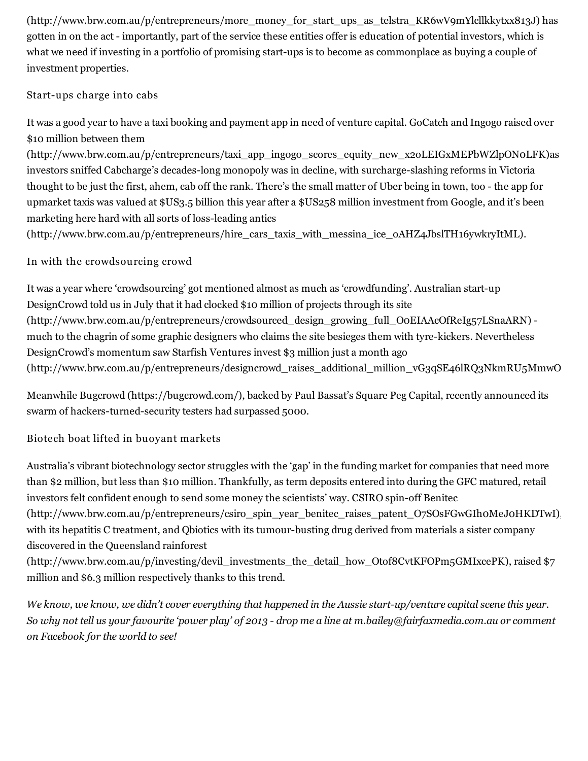(http://www.brw.com.au/p/entrepreneurs/more_money_for_start_ups_as_telstra_KR6wV9mYlcllkkytxx813J) has gotten in on the act - importantly, part of the service these entities offer is education of potential investors, which is what we need if investing in a portfolio of promising start-ups is to become as commonplace as buying a couple of investment properties.

## Start-ups charge into cabs

It was a good year to have a taxi booking and payment app in need of venture capital. GoCatch and Ingogo raised over $10 million between them (http://www.brw.com.au/p/entrepreneurs/taxi_app_ingogo_scores_equity_new_x20LEIGxMEPbWZlpON0LFK)as investors sniffed Cabcharge's decades-long monopoly was in decline, with surcharge-slashing reforms in Victoria thought to be just the first, ahem, cab off the rank. There's the small matter of Uber being in town, too - the app for upmarket taxis was valued at $US3.5 billion this year after a $US258 million investment from Google, and it's been marketing here hard with all sorts of loss-leading antics (http://www.brw.com.au/p/entrepreneurs/hire_cars_taxis_with_messina_ice_0AHZ4JbslTH16ywkryItML).

## In with the crowdsourcing crowd

It was a year where 'crowdsourcing' got mentioned almost as much as 'crowdfunding'. Australian start-up DesignCrowd told us in July that it had clocked $10 million of projects through its site (http://www.brw.com.au/p/entrepreneurs/crowdsourced_design_growing_full_O0EIAAcOfReIg57LSnaARN) - much to the chagrin of some graphic designers who claims the site besieges them with tyre-kickers. Nevertheless DesignCrowd's momentum saw Starfish Ventures invest $3 million just a month ago (http://www.brw.com.au/p/entrepreneurs/designcrowd_raises_additional_million_vG3qSE46lRQ3NkmRU5MmwO

Meanwhile Bugcrowd (https://bugcrowd.com/), backed by Paul Bassat's Square Peg Capital, recently announced its swarm of hackers-turned-security testers had surpassed 5000.

## Biotech boat lifted in buoyant markets

Australia's vibrant biotechnology sector struggles with the 'gap' in the funding market for companies that need more than $2 million, but less than $10 million. Thankfully, as term deposits entered into during the GFC matured, retail investors felt confident enough to send some money the scientists' way. CSIRO spin-off Benitec (http://www.brw.com.au/p/entrepreneurs/csiro_spin_year_benitec_raises_patent_O7SOsFGwGIh0MeJ0HKDTwI), with its hepatitis C treatment, and Qbiotics with its tumour-busting drug derived from materials a sister company discovered in the Queensland rainforest (http://www.brw.com.au/p/investing/devil_investments_the_detail_how_Otof8CvtKFOPm5GMIxcePK), raised $7 million and $6.3 million respectively thanks to this trend.

*We know, we know, we didn't cover everything that happened in the Aussie start-up/venture capital scene this year. So why not tell us your favourite 'power play' of 2013 - drop me a line at m.bailey@fairfaxmedia.com.au or comment on Facebook for the world to see!*